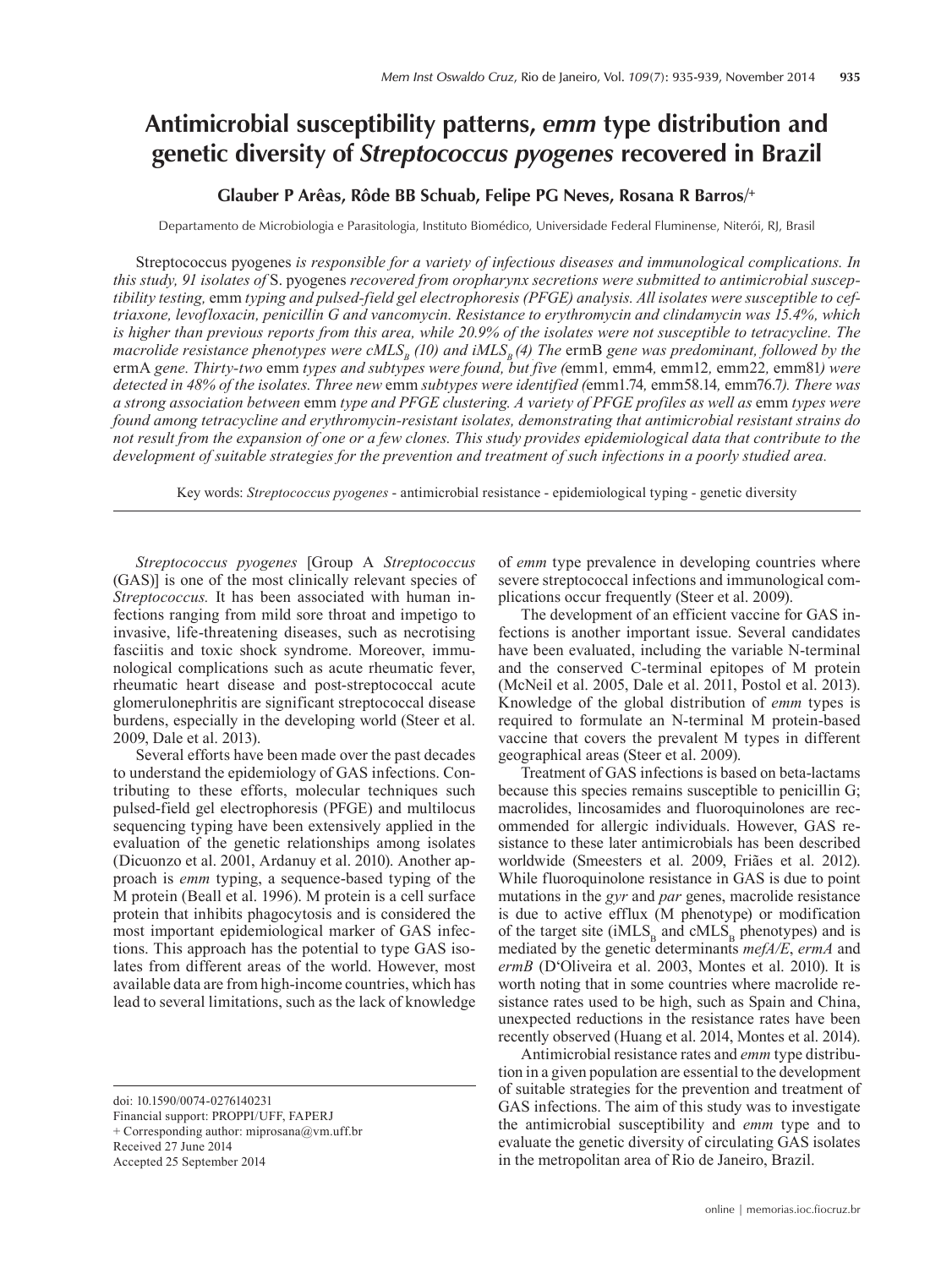# Antimicrobial susceptibility patterns, *emm* type distribution and genetic diversity of *Streptococcus pyogenes* recovered in Brazil

**Glauber P Arêas, Rôde BB Schuab, Felipe PG Neves, Rosana R Barros/+**

Departamento de Microbiologia e Parasitologia, Instituto Biomédico, Universidade Federal Fluminense, Niterói, RJ, Brasil

Streptococcus pyogenes *is responsible for a variety of infectious diseases and immunological complications. In this study, 91 isolates of* S. pyogenes *recovered from oropharynx secretions were submitted to antimicrobial susceptibility testing,* emm *typing and pulsed-field gel electrophoresis (PFGE) analysis. All isolates were susceptible to ceftriaxone, levofloxacin, penicillin G and vancomycin. Resistance to erythromycin and clindamycin was 15.4%, which is higher than previous reports from this area, while 20.9% of the isolates were not susceptible to tetracycline. The macrolide resistance phenotypes were cMLS$_B$ (10) and iMLS$_B$ (4) The* ermB *gene was predominant, followed by the* ermA *gene. Thirty-two* emm *types and subtypes were found, but five (*emm1*,* emm4*,* emm12*,* emm22*,* emm81*) were detected in 48% of the isolates. Three new* emm *subtypes were identified (*emm1.74*,* emm58.14*,* emm76.7*). There was a strong association between* emm *type and PFGE clustering. A variety of PFGE profiles as well as* emm *types were found among tetracycline and erythromycin-resistant isolates, demonstrating that antimicrobial resistant strains do not result from the expansion of one or a few clones. This study provides epidemiological data that contribute to the development of suitable strategies for the prevention and treatment of such infections in a poorly studied area.*

Key words: *Streptococcus pyogenes* - antimicrobial resistance - epidemiological typing - genetic diversity

*Streptococcus pyogenes* [Group A *Streptococcus* (GAS)] is one of the most clinically relevant species of *Streptococcus.* It has been associated with human infections ranging from mild sore throat and impetigo to invasive, life-threatening diseases, such as necrotising fasciitis and toxic shock syndrome. Moreover, immunological complications such as acute rheumatic fever, rheumatic heart disease and post-streptococcal acute glomerulonephritis are significant streptococcal disease burdens, especially in the developing world (Steer et al. 2009, Dale et al. 2013).

Several efforts have been made over the past decades to understand the epidemiology of GAS infections. Contributing to these efforts, molecular techniques such pulsed-field gel electrophoresis (PFGE) and multilocus sequencing typing have been extensively applied in the evaluation of the genetic relationships among isolates (Dicuonzo et al. 2001, Ardanuy et al. 2010). Another approach is *emm* typing, a sequence-based typing of the M protein (Beall et al. 1996). M protein is a cell surface protein that inhibits phagocytosis and is considered the most important epidemiological marker of GAS infections. This approach has the potential to type GAS isolates from different areas of the world. However, most available data are from high-income countries, which has lead to several limitations, such as the lack of knowledge of *emm* type prevalence in developing countries where severe streptococcal infections and immunological complications occur frequently (Steer et al. 2009).

The development of an efficient vaccine for GAS infections is another important issue. Several candidates have been evaluated, including the variable N-terminal and the conserved C-terminal epitopes of M protein (McNeil et al. 2005, Dale et al. 2011, Postol et al. 2013). Knowledge of the global distribution of *emm* types is required to formulate an N-terminal M protein-based vaccine that covers the prevalent M types in different geographical areas (Steer et al. 2009).

Treatment of GAS infections is based on beta-lactams because this species remains susceptible to penicillin G; macrolides, lincosamides and fluoroquinolones are recommended for allergic individuals. However, GAS resistance to these later antimicrobials has been described worldwide (Smeesters et al. 2009, Friães et al. 2012). While fluoroquinolone resistance in GAS is due to point mutations in the *gyr* and *par* genes, macrolide resistance is due to active efflux (M phenotype) or modification of the target site (iMLS$_B$ and cMLS$_B$ phenotypes) and is mediated by the genetic determinants *mefA/E*, *ermA* and *ermB* (D'Oliveira et al. 2003, Montes et al. 2010). It is worth noting that in some countries where macrolide resistance rates used to be high, such as Spain and China, unexpected reductions in the resistance rates have been recently observed (Huang et al. 2014, Montes et al. 2014).

Antimicrobial resistance rates and *emm* type distribution in a given population are essential to the development of suitable strategies for the prevention and treatment of GAS infections. The aim of this study was to investigate the antimicrobial susceptibility and *emm* type and to evaluate the genetic diversity of circulating GAS isolates in the metropolitan area of Rio de Janeiro, Brazil.

doi: 10.1590/0074-0276140231
Financial support: PROPPI/UFF, FAPERJ
+ Corresponding author: miprosana@vm.uff.br
Received 27 June 2014
Accepted 25 September 2014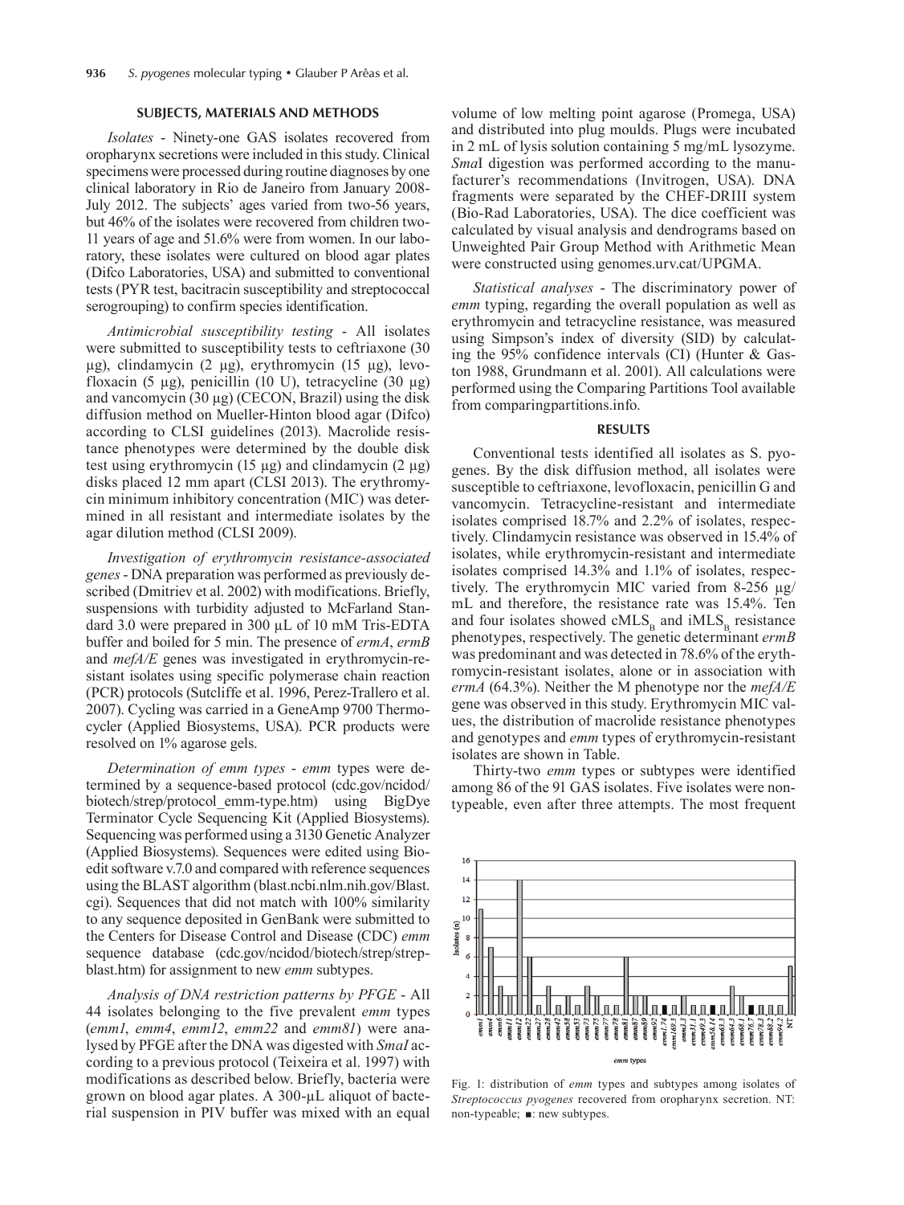## SUBJECTS, MATERIALS AND METHODS

*Isolates* - Ninety-one GAS isolates recovered from oropharynx secretions were included in this study. Clinical specimens were processed during routine diagnoses by one clinical laboratory in Rio de Janeiro from January 2008-July 2012. The subjects' ages varied from two-56 years, but 46% of the isolates were recovered from children two-11 years of age and 51.6% were from women. In our laboratory, these isolates were cultured on blood agar plates (Difco Laboratories, USA) and submitted to conventional tests (PYR test, bacitracin susceptibility and streptococcal serogrouping) to confirm species identification.

*Antimicrobial susceptibility testing* - All isolates were submitted to susceptibility tests to ceftriaxone (30 µg), clindamycin (2 µg), erythromycin (15 µg), levofloxacin (5 µg), penicillin (10 U), tetracycline (30 µg) and vancomycin (30 µg) (CECON, Brazil) using the disk diffusion method on Mueller-Hinton blood agar (Difco) according to CLSI guidelines (2013). Macrolide resistance phenotypes were determined by the double disk test using erythromycin (15 µg) and clindamycin (2 µg) disks placed 12 mm apart (CLSI 2013). The erythromycin minimum inhibitory concentration (MIC) was determined in all resistant and intermediate isolates by the agar dilution method (CLSI 2009).

*Investigation of erythromycin resistance-associated genes* - DNA preparation was performed as previously described (Dmitriev et al. 2002) with modifications. Briefly, suspensions with turbidity adjusted to McFarland Standard 3.0 were prepared in 300 µL of 10 mM Tris-EDTA buffer and boiled for 5 min. The presence of *ermA*, *ermB* and *mefA/E* genes was investigated in erythromycin-resistant isolates using specific polymerase chain reaction (PCR) protocols (Sutcliffe et al. 1996, Perez-Trallero et al. 2007). Cycling was carried in a GeneAmp 9700 Thermocycler (Applied Biosystems, USA). PCR products were resolved on 1% agarose gels.

*Determination of emm types* - *emm* types were determined by a sequence-based protocol (cdc.gov/ncidod/biotech/strep/protocol_emm-type.htm) using BigDye Terminator Cycle Sequencing Kit (Applied Biosystems). Sequencing was performed using a 3130 Genetic Analyzer (Applied Biosystems). Sequences were edited using Bioedit software v.7.0 and compared with reference sequences using the BLAST algorithm (blast.ncbi.nlm.nih.gov/Blast.cgi). Sequences that did not match with 100% similarity to any sequence deposited in GenBank were submitted to the Centers for Disease Control and Disease (CDC) *emm* sequence database (cdc.gov/ncidod/biotech/strep/strepblast.htm) for assignment to new *emm* subtypes.

*Analysis of DNA restriction patterns by PFGE* - All 44 isolates belonging to the five prevalent *emm* types (*emm1*, *emm4*, *emm12*, *emm22* and *emm81*) were analysed by PFGE after the DNA was digested with *SmaI* according to a previous protocol (Teixeira et al. 1997) with modifications as described below. Briefly, bacteria were grown on blood agar plates. A 300-µL aliquot of bacterial suspension in PIV buffer was mixed with an equal volume of low melting point agarose (Promega, USA) and distributed into plug moulds. Plugs were incubated in 2 mL of lysis solution containing 5 mg/mL lysozyme. *Sma*I digestion was performed according to the manufacturer's recommendations (Invitrogen, USA). DNA fragments were separated by the CHEF-DRIII system (Bio-Rad Laboratories, USA). The dice coefficient was calculated by visual analysis and dendrograms based on Unweighted Pair Group Method with Arithmetic Mean were constructed using genomes.urv.cat/UPGMA.

*Statistical analyses* - The discriminatory power of *emm* typing, regarding the overall population as well as erythromycin and tetracycline resistance, was measured using Simpson's index of diversity (SID) by calculating the 95% confidence intervals (CI) (Hunter & Gaston 1988, Grundmann et al. 2001). All calculations were performed using the Comparing Partitions Tool available from comparingpartitions.info.

## RESULTS

Conventional tests identified all isolates as S. pyogenes. By the disk diffusion method, all isolates were susceptible to ceftriaxone, levofloxacin, penicillin G and vancomycin. Tetracycline-resistant and intermediate isolates comprised 18.7% and 2.2% of isolates, respectively. Clindamycin resistance was observed in 15.4% of isolates, while erythromycin-resistant and intermediate isolates comprised 14.3% and 1.1% of isolates, respectively. The erythromycin MIC varied from 8-256 µg/mL and therefore, the resistance rate was 15.4%. Ten and four isolates showed $cMLS_B$ and $iMLS_B$ resistance phenotypes, respectively. The genetic determinant *ermB* was predominant and was detected in 78.6% of the erythromycin-resistant isolates, alone or in association with *ermA* (64.3%). Neither the M phenotype nor the *mefA/E* gene was observed in this study. Erythromycin MIC values, the distribution of macrolide resistance phenotypes and genotypes and *emm* types of erythromycin-resistant isolates are shown in Table.

Thirty-two *emm* types or subtypes were identified among 86 of the 91 GAS isolates. Five isolates were nontypeable, even after three attempts. The most frequent

Fig. 1: distribution of *emm* types and subtypes among isolates of *Streptococcus pyogenes* recovered from oropharynx secretion. NT: non-typeable; ■: new subtypes.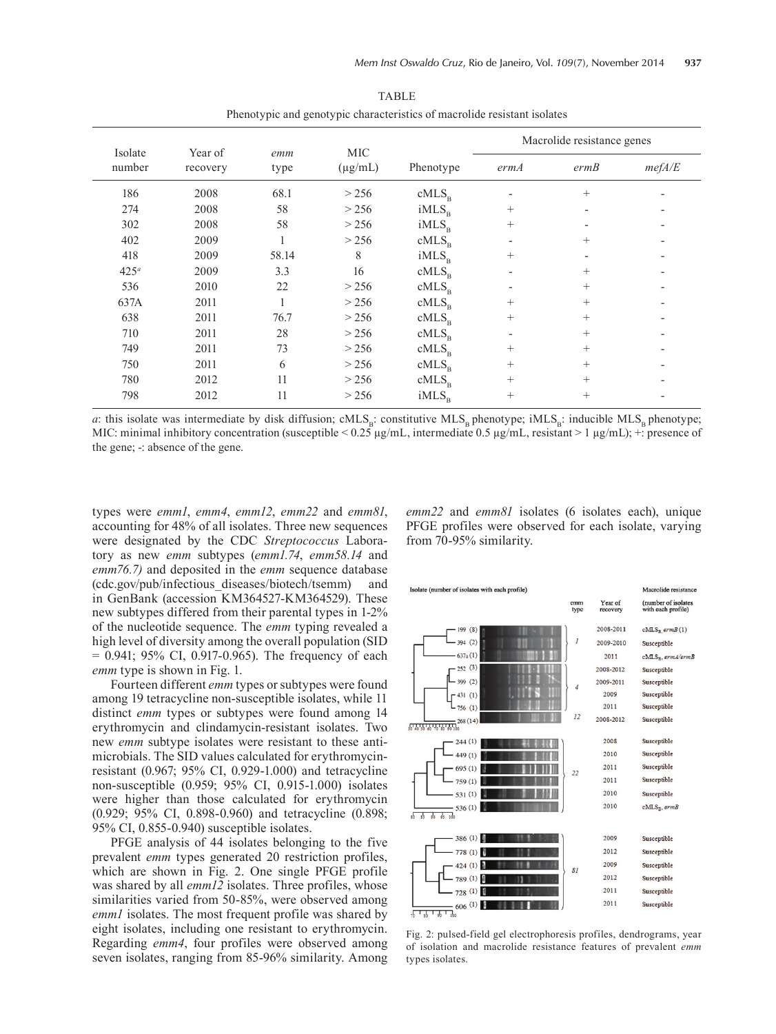TABLE

Phenotypic and genotypic characteristics of macrolide resistant isolates

| Isolate number | Year of recovery | *emm* type | MIC (µg/mL) | Phenotype | Macrolide resistance genes | | |
|---|---|---|---|---|---|---|---|
| | | | | | *ermA* | *ermB* | *mefA/E* |
| 186 | 2008 | 68.1 | > 256 | $cMLS_B$ | - | + | - |
| 274 | 2008 | 58 | > 256 | $iMLS_B$ | + | - | - |
| 302 | 2008 | 58 | > 256 | $iMLS_B$ | + | - | - |
| 402 | 2009 | 1 | > 256 | $cMLS_B$ | - | + | - |
| 418 | 2009 | 58.14 | 8 | $iMLS_B$ | + | - | - |
| 425[a] | 2009 | 3.3 | 16 | $cMLS_B$ | - | + | - |
| 536 | 2010 | 22 | > 256 | $cMLS_B$ | - | + | - |
| 637A | 2011 | 1 | > 256 | $cMLS_B$ | + | + | - |
| 638 | 2011 | 76.7 | > 256 | $cMLS_B$ | + | + | - |
| 710 | 2011 | 28 | > 256 | $cMLS_B$ | - | + | - |
| 749 | 2011 | 73 | > 256 | $cMLS_B$ | + | + | - |
| 750 | 2011 | 6 | > 256 | $cMLS_B$ | + | + | - |
| 780 | 2012 | 11 | > 256 | $cMLS_B$ | + | + | - |
| 798 | 2012 | 11 | > 256 | $iMLS_B$ | + | + | - |

*a*: this isolate was intermediate by disk diffusion; $cMLS_B$: constitutive $MLS_B$ phenotype; $iMLS_B$: inducible $MLS_B$ phenotype; MIC: minimal inhibitory concentration (susceptible < 0.25 µg/mL, intermediate 0.5 µg/mL, resistant > 1 µg/mL); +: presence of the gene; -: absence of the gene.

types were *emm1*, *emm4*, *emm12*, *emm22* and *emm81*, accounting for 48% of all isolates. Three new sequences were designated by the CDC *Streptococcus* Laboratory as new *emm* subtypes (*emm1.74*, *emm58.14* and *emm76.7)* and deposited in the *emm* sequence database (cdc.gov/pub/infectious_diseases/biotech/tsemm) and in GenBank (accession KM364527-KM364529). These new subtypes differed from their parental types in 1-2% of the nucleotide sequence. The *emm* typing revealed a high level of diversity among the overall population (SID = 0.941; 95% CI, 0.917-0.965). The frequency of each *emm* type is shown in Fig. 1.

Fourteen different *emm* types or subtypes were found among 19 tetracycline non-susceptible isolates, while 11 distinct *emm* types or subtypes were found among 14 erythromycin and clindamycin-resistant isolates. Two new *emm* subtype isolates were resistant to these antimicrobials. The SID values calculated for erythromycin-resistant (0.967; 95% CI, 0.929-1.000) and tetracycline non-susceptible (0.959; 95% CI, 0.915-1.000) isolates were higher than those calculated for erythromycin (0.929; 95% CI, 0.898-0.960) and tetracycline (0.898; 95% CI, 0.855-0.940) susceptible isolates.

PFGE analysis of 44 isolates belonging to the five prevalent *emm* types generated 20 restriction profiles, which are shown in Fig. 2. One single PFGE profile was shared by all *emm12* isolates. Three profiles, whose similarities varied from 50-85%, were observed among *emm1* isolates. The most frequent profile was shared by eight isolates, including one resistant to erythromycin. Regarding *emm4*, four profiles were observed among seven isolates, ranging from 85-96% similarity. Among *emm22* and *emm81* isolates (6 isolates each), unique PFGE profiles were observed for each isolate, varying from 70-95% similarity.

Fig. 2: pulsed-field gel electrophoresis profiles, dendrograms, year of isolation and macrolide resistance features of prevalent *emm* types isolates.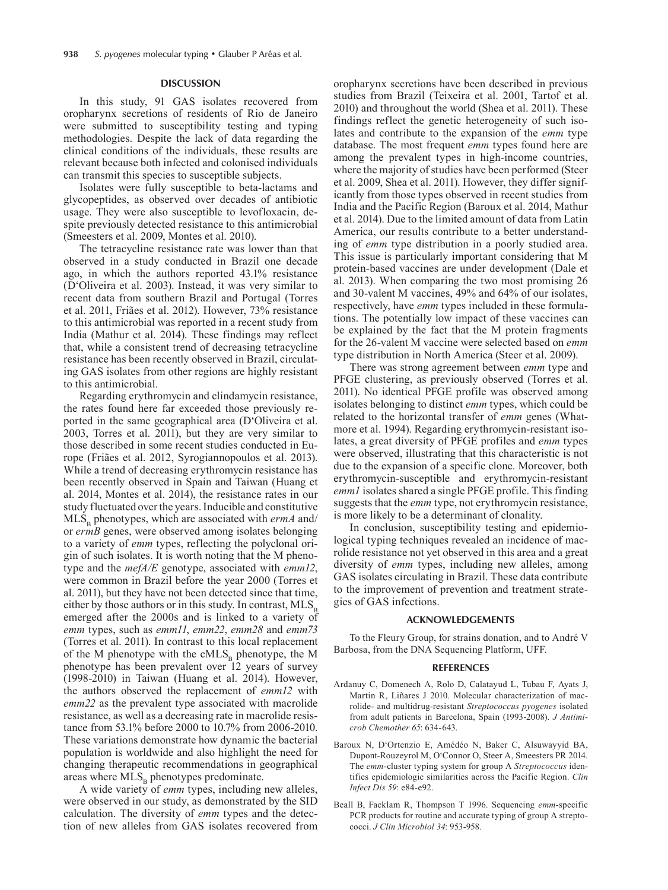## DISCUSSION

In this study, 91 GAS isolates recovered from oropharynx secretions of residents of Rio de Janeiro were submitted to susceptibility testing and typing methodologies. Despite the lack of data regarding the clinical conditions of the individuals, these results are relevant because both infected and colonised individuals can transmit this species to susceptible subjects.

Isolates were fully susceptible to beta-lactams and glycopeptides, as observed over decades of antibiotic usage. They were also susceptible to levofloxacin, despite previously detected resistance to this antimicrobial (Smeesters et al. 2009, Montes et al. 2010).

The tetracycline resistance rate was lower than that observed in a study conducted in Brazil one decade ago, in which the authors reported 43.1% resistance (D'Oliveira et al. 2003). Instead, it was very similar to recent data from southern Brazil and Portugal (Torres et al. 2011, Friães et al. 2012). However, 73% resistance to this antimicrobial was reported in a recent study from India (Mathur et al. 2014). These findings may reflect that, while a consistent trend of decreasing tetracycline resistance has been recently observed in Brazil, circulating GAS isolates from other regions are highly resistant to this antimicrobial.

Regarding erythromycin and clindamycin resistance, the rates found here far exceeded those previously reported in the same geographical area (D'Oliveira et al. 2003, Torres et al. 2011), but they are very similar to those described in some recent studies conducted in Europe (Friães et al. 2012, Syrogiannopoulos et al. 2013). While a trend of decreasing erythromycin resistance has been recently observed in Spain and Taiwan (Huang et al. 2014, Montes et al. 2014), the resistance rates in our study fluctuated over the years. Inducible and constitutive $MLS_B$ phenotypes, which are associated with *ermA* and/or *ermB* genes, were observed among isolates belonging to a variety of *emm* types, reflecting the polyclonal origin of such isolates. It is worth noting that the M phenotype and the *mefA/E* genotype, associated with *emm12*, were common in Brazil before the year 2000 (Torres et al. 2011), but they have not been detected since that time, either by those authors or in this study. In contrast, $MLS_B$ emerged after the 2000s and is linked to a variety of *emm* types, such as *emm11*, *emm22*, *emm28* and *emm73* (Torres et al. 2011). In contrast to this local replacement of the M phenotype with the $cMLS_B$ phenotype, the M phenotype has been prevalent over 12 years of survey (1998-2010) in Taiwan (Huang et al. 2014). However, the authors observed the replacement of *emm12* with *emm22* as the prevalent type associated with macrolide resistance, as well as a decreasing rate in macrolide resistance from 53.1% before 2000 to 10.7% from 2006-2010. These variations demonstrate how dynamic the bacterial population is worldwide and also highlight the need for changing therapeutic recommendations in geographical areas where $MLS_B$ phenotypes predominate.

A wide variety of *emm* types, including new alleles, were observed in our study, as demonstrated by the SID calculation. The diversity of *emm* types and the detection of new alleles from GAS isolates recovered from oropharynx secretions have been described in previous studies from Brazil (Teixeira et al. 2001, Tartof et al. 2010) and throughout the world (Shea et al. 2011). These findings reflect the genetic heterogeneity of such isolates and contribute to the expansion of the *emm* type database. The most frequent *emm* types found here are among the prevalent types in high-income countries, where the majority of studies have been performed (Steer et al. 2009, Shea et al. 2011). However, they differ significantly from those types observed in recent studies from India and the Pacific Region (Baroux et al. 2014, Mathur et al. 2014). Due to the limited amount of data from Latin America, our results contribute to a better understanding of *emm* type distribution in a poorly studied area. This issue is particularly important considering that M protein-based vaccines are under development (Dale et al. 2013). When comparing the two most promising 26 and 30-valent M vaccines, 49% and 64% of our isolates, respectively, have *emm* types included in these formulations. The potentially low impact of these vaccines can be explained by the fact that the M protein fragments for the 26-valent M vaccine were selected based on *emm* type distribution in North America (Steer et al. 2009).

There was strong agreement between *emm* type and PFGE clustering, as previously observed (Torres et al. 2011). No identical PFGE profile was observed among isolates belonging to distinct *emm* types, which could be related to the horizontal transfer of *emm* genes (Whatmore et al. 1994). Regarding erythromycin-resistant isolates, a great diversity of PFGE profiles and *emm* types were observed, illustrating that this characteristic is not due to the expansion of a specific clone. Moreover, both erythromycin-susceptible and erythromycin-resistant *emm1* isolates shared a single PFGE profile. This finding suggests that the *emm* type, not erythromycin resistance, is more likely to be a determinant of clonality.

In conclusion, susceptibility testing and epidemiological typing techniques revealed an incidence of macrolide resistance not yet observed in this area and a great diversity of *emm* types, including new alleles, among GAS isolates circulating in Brazil. These data contribute to the improvement of prevention and treatment strategies of GAS infections.

## ACKNOWLEDGEMENTS

To the Fleury Group, for strains donation, and to André V Barbosa, from the DNA Sequencing Platform, UFF.

## REFERENCES

Ardanuy C, Domenech A, Rolo D, Calatayud L, Tubau F, Ayats J, Martin R, Liñares J 2010. Molecular characterization of macrolide- and multidrug-resistant *Streptococcus pyogenes* isolated from adult patients in Barcelona, Spain (1993-2008). *J Antimicrob Chemother 65*: 634-643.

Baroux N, D'Ortenzio E, Amédéo N, Baker C, Alsuwayyid BA, Dupont-Rouzeyrol M, O'Connor O, Steer A, Smeesters PR 2014. The *emm*-cluster typing system for group A *Streptococcus* identifies epidemiologic similarities across the Pacific Region. *Clin Infect Dis 59*: e84-e92.

Beall B, Facklam R, Thompson T 1996. Sequencing *emm*-specific PCR products for routine and accurate typing of group A streptococci. *J Clin Microbiol 34*: 953-958.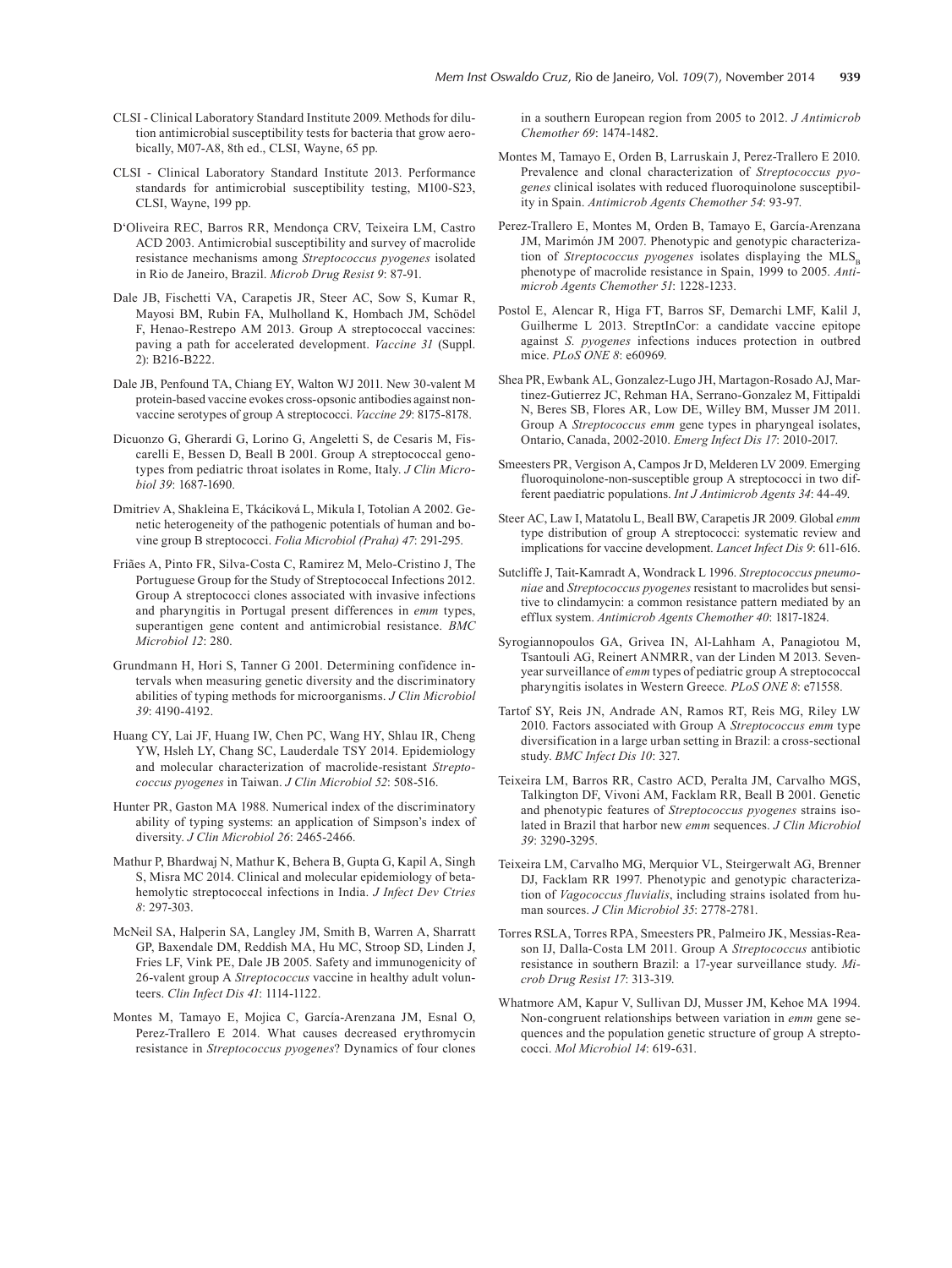CLSI - Clinical Laboratory Standard Institute 2009. Methods for dilution antimicrobial susceptibility tests for bacteria that grow aerobically, M07-A8, 8th ed., CLSI, Wayne, 65 pp.

CLSI - Clinical Laboratory Standard Institute 2013. Performance standards for antimicrobial susceptibility testing, M100-S23, CLSI, Wayne, 199 pp.

D'Oliveira REC, Barros RR, Mendonça CRV, Teixeira LM, Castro ACD 2003. Antimicrobial susceptibility and survey of macrolide resistance mechanisms among *Streptococcus pyogenes* isolated in Rio de Janeiro, Brazil. *Microb Drug Resist 9*: 87-91.

Dale JB, Fischetti VA, Carapetis JR, Steer AC, Sow S, Kumar R, Mayosi BM, Rubin FA, Mulholland K, Hombach JM, Schödel F, Henao-Restrepo AM 2013. Group A streptococcal vaccines: paving a path for accelerated development. *Vaccine 31* (Suppl. 2): B216-B222.

Dale JB, Penfound TA, Chiang EY, Walton WJ 2011. New 30-valent M protein-based vaccine evokes cross-opsonic antibodies against non-vaccine serotypes of group A streptococci. *Vaccine 29*: 8175-8178.

Dicuonzo G, Gherardi G, Lorino G, Angeletti S, de Cesaris M, Fiscarelli E, Bessen D, Beall B 2001. Group A streptococcal genotypes from pediatric throat isolates in Rome, Italy. *J Clin Microbiol 39*: 1687-1690.

Dmitriev A, Shakleina E, Tkáciková L, Mikula I, Totolian A 2002. Genetic heterogeneity of the pathogenic potentials of human and bovine group B streptococci. *Folia Microbiol (Praha) 47*: 291-295.

Friães A, Pinto FR, Silva-Costa C, Ramirez M, Melo-Cristino J, The Portuguese Group for the Study of Streptococcal Infections 2012. Group A streptococci clones associated with invasive infections and pharyngitis in Portugal present differences in *emm* types, superantigen gene content and antimicrobial resistance. *BMC Microbiol 12*: 280.

Grundmann H, Hori S, Tanner G 2001. Determining confidence intervals when measuring genetic diversity and the discriminatory abilities of typing methods for microorganisms. *J Clin Microbiol 39*: 4190-4192.

Huang CY, Lai JF, Huang IW, Chen PC, Wang HY, Shlau IR, Cheng YW, Hsleh LY, Chang SC, Lauderdale TSY 2014. Epidemiology and molecular characterization of macrolide-resistant *Streptococcus pyogenes* in Taiwan. *J Clin Microbiol 52*: 508-516.

Hunter PR, Gaston MA 1988. Numerical index of the discriminatory ability of typing systems: an application of Simpson's index of diversity. *J Clin Microbiol 26*: 2465-2466.

Mathur P, Bhardwaj N, Mathur K, Behera B, Gupta G, Kapil A, Singh S, Misra MC 2014. Clinical and molecular epidemiology of beta-hemolytic streptococcal infections in India. *J Infect Dev Ctries 8*: 297-303.

McNeil SA, Halperin SA, Langley JM, Smith B, Warren A, Sharratt GP, Baxendale DM, Reddish MA, Hu MC, Stroop SD, Linden J, Fries LF, Vink PE, Dale JB 2005. Safety and immunogenicity of 26-valent group A *Streptococcus* vaccine in healthy adult volunteers. *Clin Infect Dis 41*: 1114-1122.

Montes M, Tamayo E, Mojica C, García-Arenzana JM, Esnal O, Perez-Trallero E 2014. What causes decreased erythromycin resistance in *Streptococcus pyogenes*? Dynamics of four clones in a southern European region from 2005 to 2012. *J Antimicrob Chemother 69*: 1474-1482.

Montes M, Tamayo E, Orden B, Larruskain J, Perez-Trallero E 2010. Prevalence and clonal characterization of *Streptococcus pyogenes* clinical isolates with reduced fluoroquinolone susceptibility in Spain. *Antimicrob Agents Chemother 54*: 93-97.

Perez-Trallero E, Montes M, Orden B, Tamayo E, García-Arenzana JM, Marimón JM 2007. Phenotypic and genotypic characterization of *Streptococcus pyogenes* isolates displaying the $MLS_B$ phenotype of macrolide resistance in Spain, 1999 to 2005. *Antimicrob Agents Chemother 51*: 1228-1233.

Postol E, Alencar R, Higa FT, Barros SF, Demarchi LMF, Kalil J, Guilherme L 2013. StreptInCor: a candidate vaccine epitope against *S. pyogenes* infections induces protection in outbred mice. *PLoS ONE 8*: e60969.

Shea PR, Ewbank AL, Gonzalez-Lugo JH, Martagon-Rosado AJ, Martinez-Gutierrez JC, Rehman HA, Serrano-Gonzalez M, Fittipaldi N, Beres SB, Flores AR, Low DE, Willey BM, Musser JM 2011. Group A *Streptococcus emm* gene types in pharyngeal isolates, Ontario, Canada, 2002-2010. *Emerg Infect Dis 17*: 2010-2017.

Smeesters PR, Vergison A, Campos Jr D, Melderen LV 2009. Emerging fluoroquinolone-non-susceptible group A streptococci in two different paediatric populations. *Int J Antimicrob Agents 34*: 44-49.

Steer AC, Law I, Matatolu L, Beall BW, Carapetis JR 2009. Global *emm* type distribution of group A streptococci: systematic review and implications for vaccine development. *Lancet Infect Dis 9*: 611-616.

Sutcliffe J, Tait-Kamradt A, Wondrack L 1996. *Streptococcus pneumoniae* and *Streptococcus pyogenes* resistant to macrolides but sensitive to clindamycin: a common resistance pattern mediated by an efflux system. *Antimicrob Agents Chemother 40*: 1817-1824.

Syrogiannopoulos GA, Grivea IN, Al-Lahham A, Panagiotou M, Tsantsouli AG, Reinert ANMRR, van der Linden M 2013. Seven-year surveillance of *emm* types of pediatric group A streptococcal pharyngitis isolates in Western Greece. *PLoS ONE 8*: e71558.

Tartof SY, Reis JN, Andrade AN, Ramos RT, Reis MG, Riley LW 2010. Factors associated with Group A *Streptococcus emm* type diversification in a large urban setting in Brazil: a cross-sectional study. *BMC Infect Dis 10*: 327.

Teixeira LM, Barros RR, Castro ACD, Peralta JM, Carvalho MGS, Talkington DF, Vivoni AM, Facklam RR, Beall B 2001. Genetic and phenotypic features of *Streptococcus pyogenes* strains isolated in Brazil that harbor new *emm* sequences. *J Clin Microbiol 39*: 3290-3295.

Teixeira LM, Carvalho MG, Merquior VL, Steirgerwalt AG, Brenner DJ, Facklam RR 1997. Phenotypic and genotypic characterization of *Vagococcus fluvialis*, including strains isolated from human sources. *J Clin Microbiol 35*: 2778-2781.

Torres RSLA, Torres RPA, Smeesters PR, Palmeiro JK, Messias-Reason IJ, Dalla-Costa LM 2011. Group A *Streptococcus* antibiotic resistance in southern Brazil: a 17-year surveillance study. *Microb Drug Resist 17*: 313-319.

Whatmore AM, Kapur V, Sullivan DJ, Musser JM, Kehoe MA 1994. Non-congruent relationships between variation in *emm* gene sequences and the population genetic structure of group A streptococci. *Mol Microbiol 14*: 619-631.